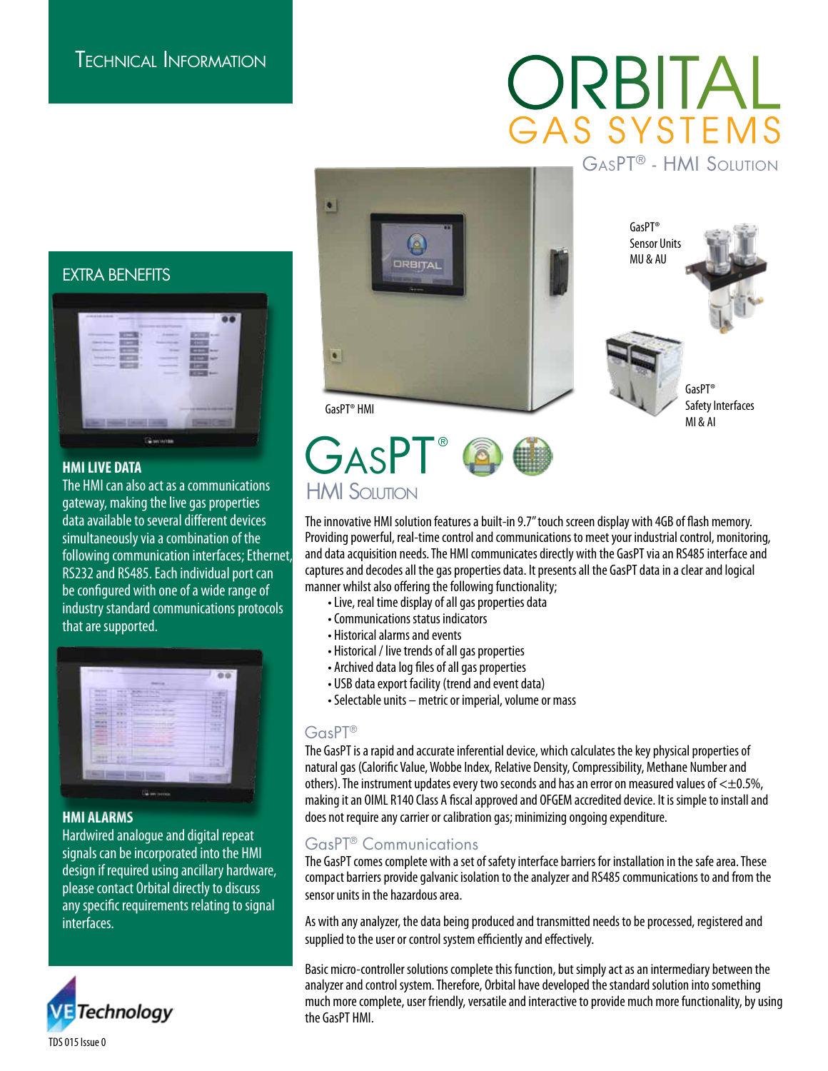# Technical Information

# ORBITAL GAS SYSTEMS

## GasPT® - HMI Solution

GasPT® Sensor Units MU & AU

GasPT® HMI

GasPT® Safety Interfaces MI & AI

## GasPT® HMI Solution

The innovative HMI solution features a built-in 9.7" touch screen display with 4GB of flash memory. Providing powerful, real-time control and communications to meet your industrial control, monitoring, and data acquisition needs. The HMI communicates directly with the GasPT via an RS485 interface and captures and decodes all the gas properties data. It presents all the GasPT data in a clear and logical manner whilst also offering the following functionality;

- Live, real time display of all gas properties data
- Communications status indicators
- Historical alarms and events
- Historical / live trends of all gas properties
- Archived data log files of all gas properties
- USB data export facility (trend and event data)
- Selectable units – metric or imperial, volume or mass

### GasPT®

The GasPT is a rapid and accurate inferential device, which calculates the key physical properties of natural gas (Calorific Value, Wobbe Index, Relative Density, Compressibility, Methane Number and others). The instrument updates every two seconds and has an error on measured values of <±0.5%, making it an OIML R140 Class A fiscal approved and OFGEM accredited device. It is simple to install and does not require any carrier or calibration gas; minimizing ongoing expenditure.

### GasPT® Communications

The GasPT comes complete with a set of safety interface barriers for installation in the safe area. These compact barriers provide galvanic isolation to the analyzer and RS485 communications to and from the sensor units in the hazardous area.

As with any analyzer, the data being produced and transmitted needs to be processed, registered and supplied to the user or control system efficiently and effectively.

Basic micro-controller solutions complete this function, but simply act as an intermediary between the analyzer and control system. Therefore, Orbital have developed the standard solution into something much more complete, user friendly, versatile and interactive to provide much more functionality, by using the GasPT HMI.

## EXTRA BENEFITS

**HMI LIVE DATA**

The HMI can also act as a communications gateway, making the live gas properties data available to several different devices simultaneously via a combination of the following communication interfaces; Ethernet, RS232 and RS485. Each individual port can be configured with one of a wide range of industry standard communications protocols that are supported.

**HMI ALARMS**

Hardwired analogue and digital repeat signals can be incorporated into the HMI design if required using ancillary hardware, please contact Orbital directly to discuss any specific requirements relating to signal interfaces.

VE Technology

TDS 015 Issue 0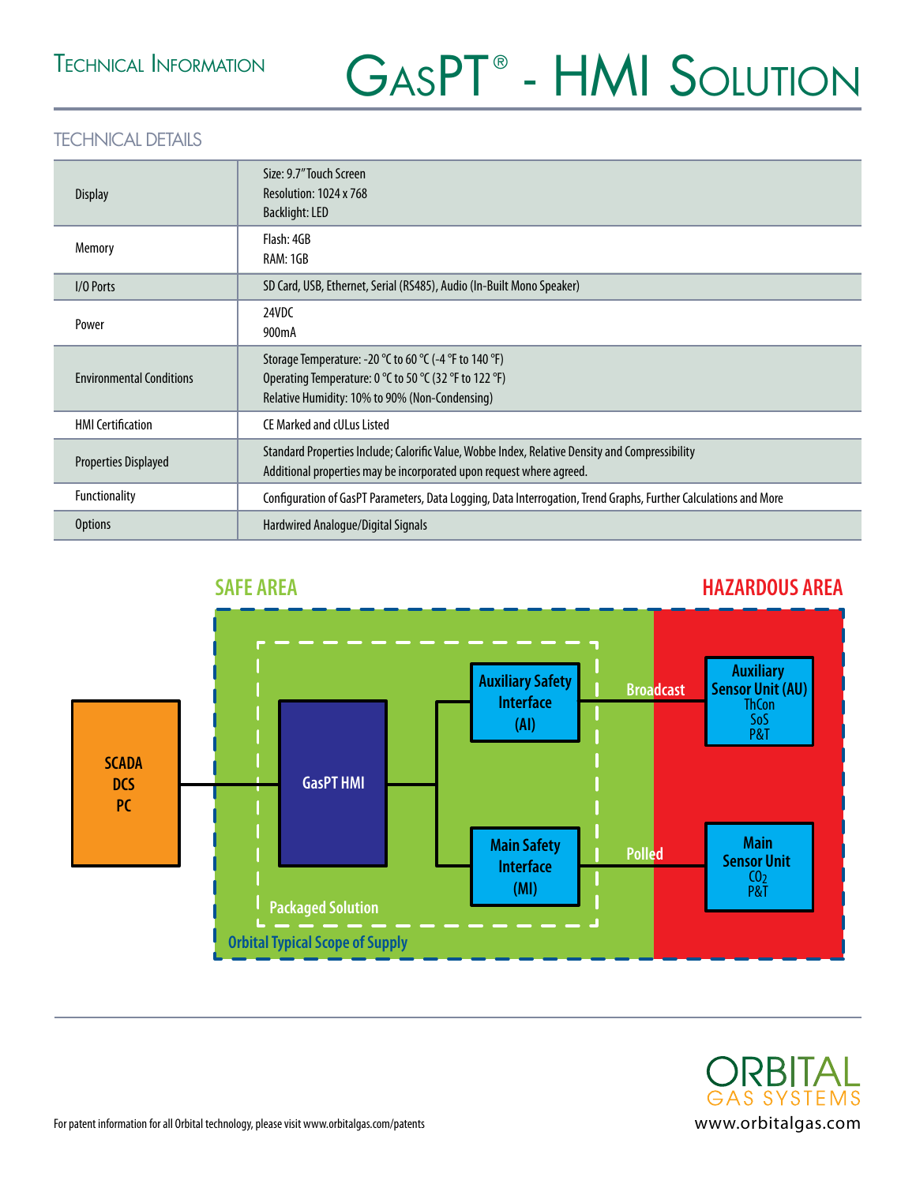# Technical Information

# GasPT® - HMI Solution

## TECHNICAL DETAILS

| | |
|---|---|
| Display | Size: 9.7" Touch Screen<br>Resolution: 1024 x 768<br>Backlight: LED |
| Memory | Flash: 4GB<br>RAM: 1GB |
| I/O Ports | SD Card, USB, Ethernet, Serial (RS485), Audio (In-Built Mono Speaker) |
| Power | 24VDC<br>900mA |
| Environmental Conditions | Storage Temperature: -20 °C to 60 °C (-4 °F to 140 °F)<br>Operating Temperature: 0 °C to 50 °C (32 °F to 122 °F)<br>Relative Humidity: 10% to 90% (Non-Condensing) |
| HMI Certification | CE Marked and cULus Listed |
| Properties Displayed | Standard Properties Include; Calorific Value, Wobbe Index, Relative Density and Compressibility<br>Additional properties may be incorporated upon request where agreed. |
| Functionality | Configuration of GasPT Parameters, Data Logging, Data Interrogation, Trend Graphs, Further Calculations and More |
| Options | Hardwired Analogue/Digital Signals |

SAFE AREA

HAZARDOUS AREA

SCADA
DCS
PC

GasPT HMI

Auxiliary Safety Interface (AI)

Main Safety Interface (MI)

Broadcast

Polled

Auxiliary Sensor Unit (AU)
ThCon
SoS
P&T

Main Sensor Unit
$CO_2$
P&T

Packaged Solution

Orbital Typical Scope of Supply

For patent information for all Orbital technology, please visit www.orbitalgas.com/patents

ORBITAL GAS SYSTEMS
www.orbitalgas.com